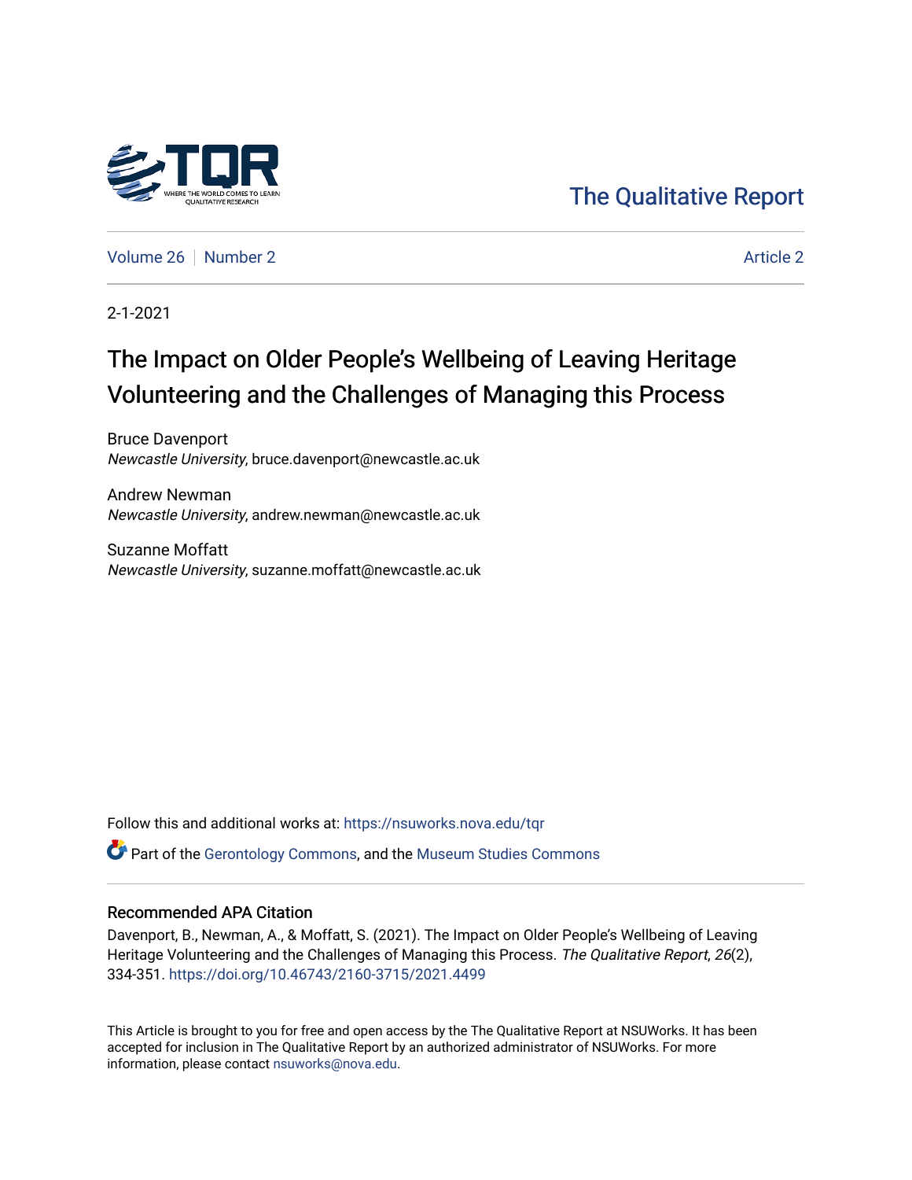The Qualitative Report

Volume 26 | Number 2 | Article 2

2-1-2021

# The Impact on Older People's Wellbeing of Leaving Heritage Volunteering and the Challenges of Managing this Process

Bruce Davenport
*Newcastle University*, bruce.davenport@newcastle.ac.uk

Andrew Newman
*Newcastle University*, andrew.newman@newcastle.ac.uk

Suzanne Moffatt
*Newcastle University*, suzanne.moffatt@newcastle.ac.uk

Follow this and additional works at: https://nsuworks.nova.edu/tqr

Part of the Gerontology Commons, and the Museum Studies Commons

## Recommended APA Citation

Davenport, B., Newman, A., & Moffatt, S. (2021). The Impact on Older People's Wellbeing of Leaving Heritage Volunteering and the Challenges of Managing this Process. *The Qualitative Report*, *26*(2), 334-351. https://doi.org/10.46743/2160-3715/2021.4499

This Article is brought to you for free and open access by the The Qualitative Report at NSUWorks. It has been accepted for inclusion in The Qualitative Report by an authorized administrator of NSUWorks. For more information, please contact nsuworks@nova.edu.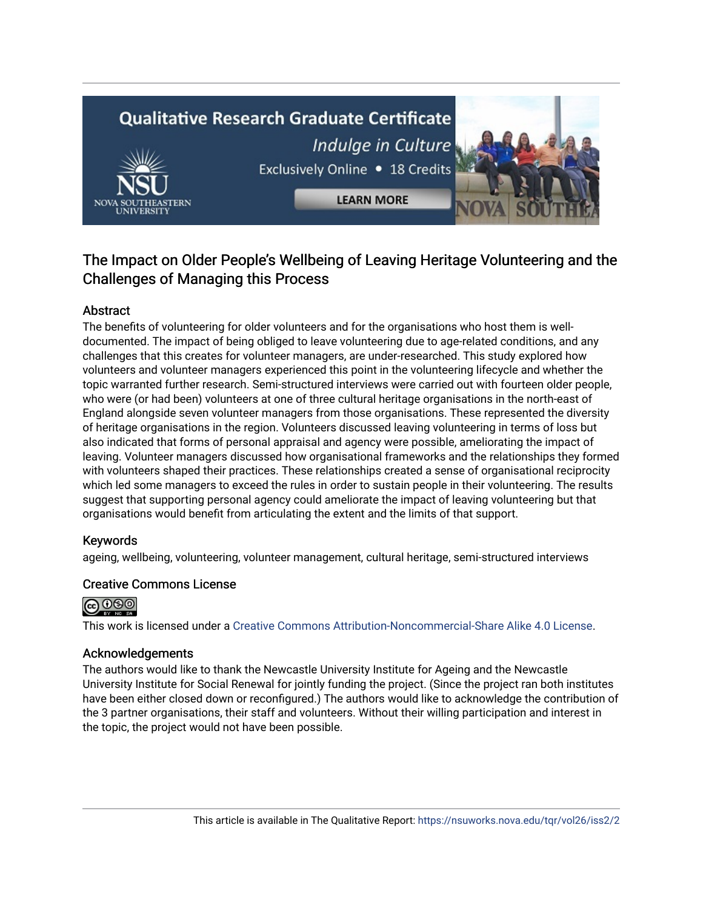# The Impact on Older People's Wellbeing of Leaving Heritage Volunteering and the Challenges of Managing this Process

## Abstract

The benefits of volunteering for older volunteers and for the organisations who host them is well-documented. The impact of being obliged to leave volunteering due to age-related conditions, and any challenges that this creates for volunteer managers, are under-researched. This study explored how volunteers and volunteer managers experienced this point in the volunteering lifecycle and whether the topic warranted further research. Semi-structured interviews were carried out with fourteen older people, who were (or had been) volunteers at one of three cultural heritage organisations in the north-east of England alongside seven volunteer managers from those organisations. These represented the diversity of heritage organisations in the region. Volunteers discussed leaving volunteering in terms of loss but also indicated that forms of personal appraisal and agency were possible, ameliorating the impact of leaving. Volunteer managers discussed how organisational frameworks and the relationships they formed with volunteers shaped their practices. These relationships created a sense of organisational reciprocity which led some managers to exceed the rules in order to sustain people in their volunteering. The results suggest that supporting personal agency could ameliorate the impact of leaving volunteering but that organisations would benefit from articulating the extent and the limits of that support.

## Keywords

ageing, wellbeing, volunteering, volunteer management, cultural heritage, semi-structured interviews

## Creative Commons License

This work is licensed under a Creative Commons Attribution-Noncommercial-Share Alike 4.0 License.

## Acknowledgements

The authors would like to thank the Newcastle University Institute for Ageing and the Newcastle University Institute for Social Renewal for jointly funding the project. (Since the project ran both institutes have been either closed down or reconfigured.) The authors would like to acknowledge the contribution of the 3 partner organisations, their staff and volunteers. Without their willing participation and interest in the topic, the project would not have been possible.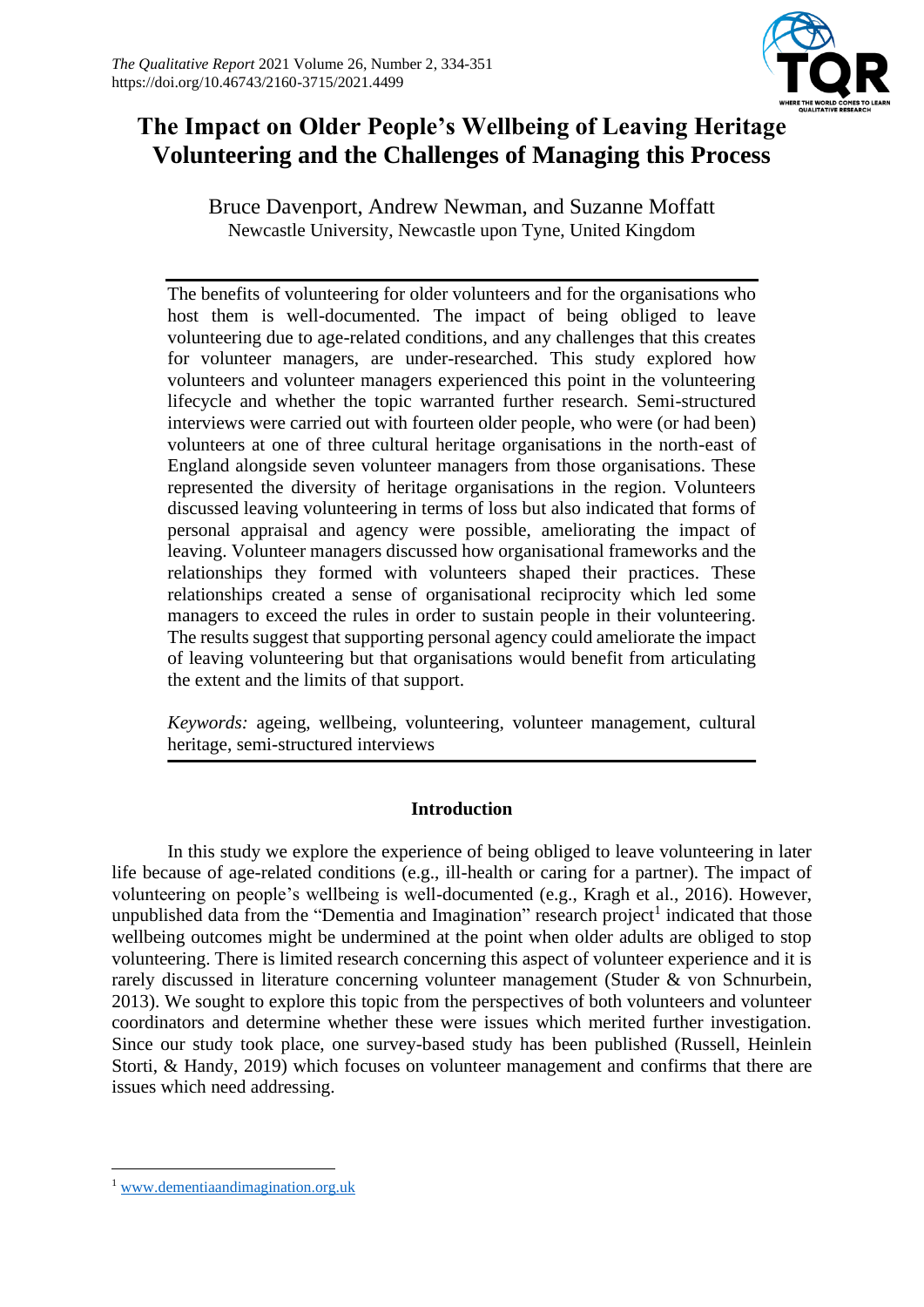# The Impact on Older People's Wellbeing of Leaving Heritage Volunteering and the Challenges of Managing this Process

Bruce Davenport, Andrew Newman, and Suzanne Moffatt
Newcastle University, Newcastle upon Tyne, United Kingdom

The benefits of volunteering for older volunteers and for the organisations who host them is well-documented. The impact of being obliged to leave volunteering due to age-related conditions, and any challenges that this creates for volunteer managers, are under-researched. This study explored how volunteers and volunteer managers experienced this point in the volunteering lifecycle and whether the topic warranted further research. Semi-structured interviews were carried out with fourteen older people, who were (or had been) volunteers at one of three cultural heritage organisations in the north-east of England alongside seven volunteer managers from those organisations. These represented the diversity of heritage organisations in the region. Volunteers discussed leaving volunteering in terms of loss but also indicated that forms of personal appraisal and agency were possible, ameliorating the impact of leaving. Volunteer managers discussed how organisational frameworks and the relationships they formed with volunteers shaped their practices. These relationships created a sense of organisational reciprocity which led some managers to exceed the rules in order to sustain people in their volunteering. The results suggest that supporting personal agency could ameliorate the impact of leaving volunteering but that organisations would benefit from articulating the extent and the limits of that support.

*Keywords:* ageing, wellbeing, volunteering, volunteer management, cultural heritage, semi-structured interviews

## Introduction

In this study we explore the experience of being obliged to leave volunteering in later life because of age-related conditions (e.g., ill-health or caring for a partner). The impact of volunteering on people's wellbeing is well-documented (e.g., Kragh et al., 2016). However, unpublished data from the "Dementia and Imagination" research project[1] indicated that those wellbeing outcomes might be undermined at the point when older adults are obliged to stop volunteering. There is limited research concerning this aspect of volunteer experience and it is rarely discussed in literature concerning volunteer management (Studer & von Schnurbein, 2013). We sought to explore this topic from the perspectives of both volunteers and volunteer coordinators and determine whether these were issues which merited further investigation. Since our study took place, one survey-based study has been published (Russell, Heinlein Storti, & Handy, 2019) which focuses on volunteer management and confirms that there are issues which need addressing.

[1] www.dementiaandimagination.org.uk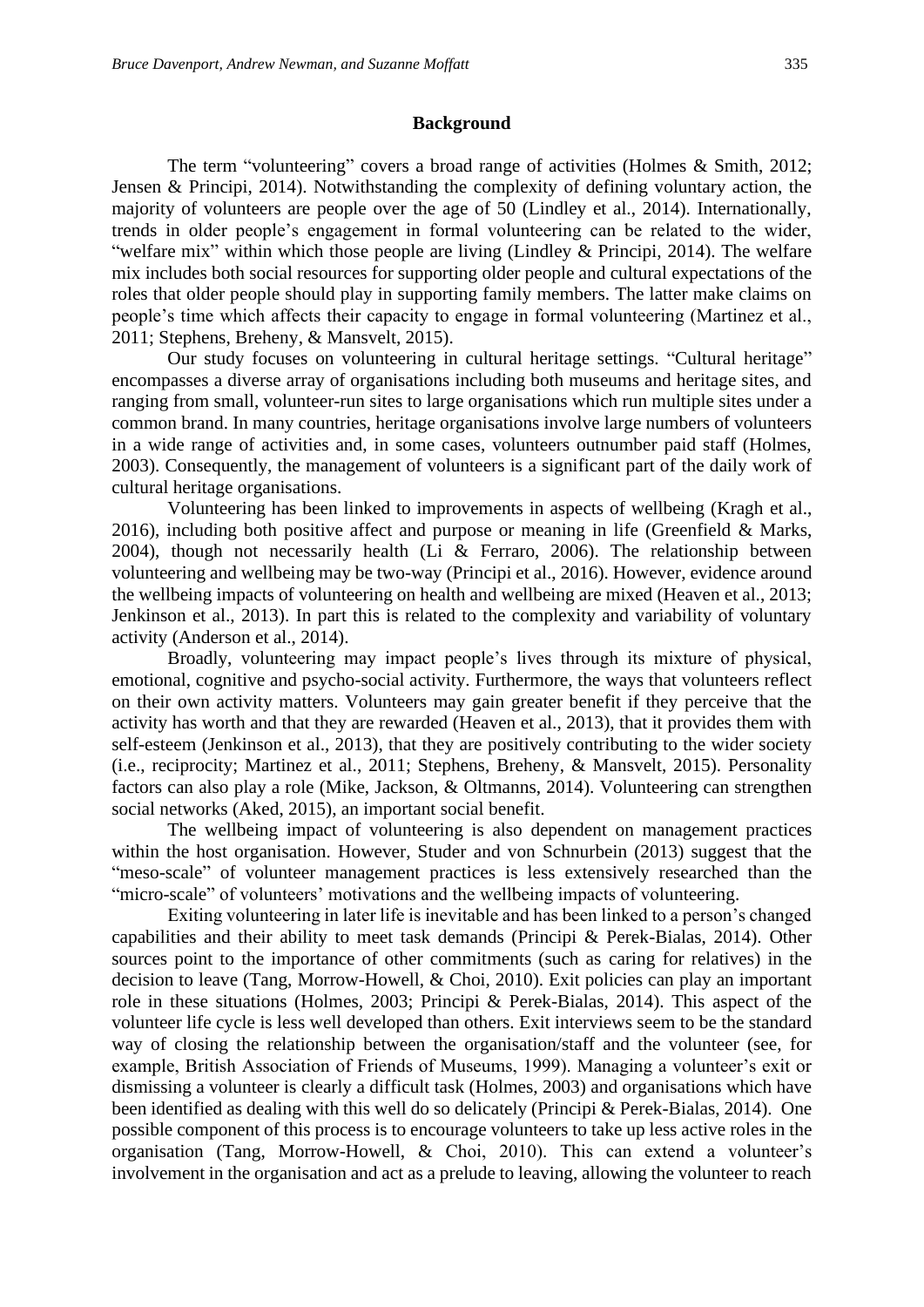## Background

The term "volunteering" covers a broad range of activities (Holmes & Smith, 2012; Jensen & Principi, 2014). Notwithstanding the complexity of defining voluntary action, the majority of volunteers are people over the age of 50 (Lindley et al., 2014). Internationally, trends in older people's engagement in formal volunteering can be related to the wider, "welfare mix" within which those people are living (Lindley & Principi, 2014). The welfare mix includes both social resources for supporting older people and cultural expectations of the roles that older people should play in supporting family members. The latter make claims on people's time which affects their capacity to engage in formal volunteering (Martinez et al., 2011; Stephens, Breheny, & Mansvelt, 2015).

Our study focuses on volunteering in cultural heritage settings. "Cultural heritage" encompasses a diverse array of organisations including both museums and heritage sites, and ranging from small, volunteer-run sites to large organisations which run multiple sites under a common brand. In many countries, heritage organisations involve large numbers of volunteers in a wide range of activities and, in some cases, volunteers outnumber paid staff (Holmes, 2003). Consequently, the management of volunteers is a significant part of the daily work of cultural heritage organisations.

Volunteering has been linked to improvements in aspects of wellbeing (Kragh et al., 2016), including both positive affect and purpose or meaning in life (Greenfield & Marks, 2004), though not necessarily health (Li & Ferraro, 2006). The relationship between volunteering and wellbeing may be two-way (Principi et al., 2016). However, evidence around the wellbeing impacts of volunteering on health and wellbeing are mixed (Heaven et al., 2013; Jenkinson et al., 2013). In part this is related to the complexity and variability of voluntary activity (Anderson et al., 2014).

Broadly, volunteering may impact people's lives through its mixture of physical, emotional, cognitive and psycho-social activity. Furthermore, the ways that volunteers reflect on their own activity matters. Volunteers may gain greater benefit if they perceive that the activity has worth and that they are rewarded (Heaven et al., 2013), that it provides them with self-esteem (Jenkinson et al., 2013), that they are positively contributing to the wider society (i.e., reciprocity; Martinez et al., 2011; Stephens, Breheny, & Mansvelt, 2015). Personality factors can also play a role (Mike, Jackson, & Oltmanns, 2014). Volunteering can strengthen social networks (Aked, 2015), an important social benefit.

The wellbeing impact of volunteering is also dependent on management practices within the host organisation. However, Studer and von Schnurbein (2013) suggest that the "meso-scale" of volunteer management practices is less extensively researched than the "micro-scale" of volunteers' motivations and the wellbeing impacts of volunteering.

Exiting volunteering in later life is inevitable and has been linked to a person's changed capabilities and their ability to meet task demands (Principi & Perek-Bialas, 2014). Other sources point to the importance of other commitments (such as caring for relatives) in the decision to leave (Tang, Morrow-Howell, & Choi, 2010). Exit policies can play an important role in these situations (Holmes, 2003; Principi & Perek-Bialas, 2014). This aspect of the volunteer life cycle is less well developed than others. Exit interviews seem to be the standard way of closing the relationship between the organisation/staff and the volunteer (see, for example, British Association of Friends of Museums, 1999). Managing a volunteer's exit or dismissing a volunteer is clearly a difficult task (Holmes, 2003) and organisations which have been identified as dealing with this well do so delicately (Principi & Perek-Bialas, 2014). One possible component of this process is to encourage volunteers to take up less active roles in the organisation (Tang, Morrow-Howell, & Choi, 2010). This can extend a volunteer's involvement in the organisation and act as a prelude to leaving, allowing the volunteer to reach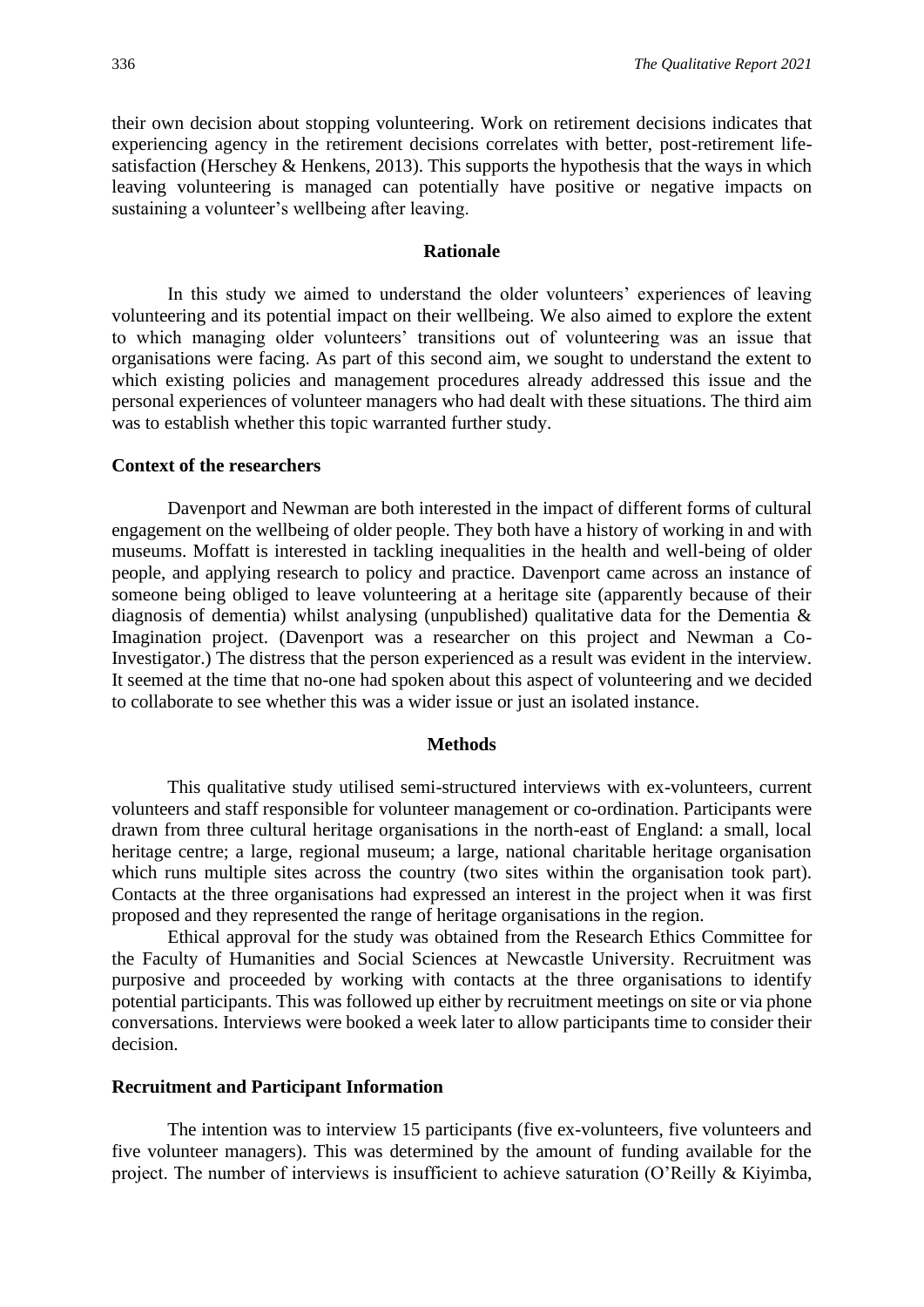their own decision about stopping volunteering. Work on retirement decisions indicates that experiencing agency in the retirement decisions correlates with better, post-retirement life-satisfaction (Herschey & Henkens, 2013). This supports the hypothesis that the ways in which leaving volunteering is managed can potentially have positive or negative impacts on sustaining a volunteer's wellbeing after leaving.

## Rationale

In this study we aimed to understand the older volunteers' experiences of leaving volunteering and its potential impact on their wellbeing. We also aimed to explore the extent to which managing older volunteers' transitions out of volunteering was an issue that organisations were facing. As part of this second aim, we sought to understand the extent to which existing policies and management procedures already addressed this issue and the personal experiences of volunteer managers who had dealt with these situations. The third aim was to establish whether this topic warranted further study.

### Context of the researchers

Davenport and Newman are both interested in the impact of different forms of cultural engagement on the wellbeing of older people. They both have a history of working in and with museums. Moffatt is interested in tackling inequalities in the health and well-being of older people, and applying research to policy and practice. Davenport came across an instance of someone being obliged to leave volunteering at a heritage site (apparently because of their diagnosis of dementia) whilst analysing (unpublished) qualitative data for the Dementia & Imagination project. (Davenport was a researcher on this project and Newman a Co-Investigator.) The distress that the person experienced as a result was evident in the interview. It seemed at the time that no-one had spoken about this aspect of volunteering and we decided to collaborate to see whether this was a wider issue or just an isolated instance.

## Methods

This qualitative study utilised semi-structured interviews with ex-volunteers, current volunteers and staff responsible for volunteer management or co-ordination. Participants were drawn from three cultural heritage organisations in the north-east of England: a small, local heritage centre; a large, regional museum; a large, national charitable heritage organisation which runs multiple sites across the country (two sites within the organisation took part). Contacts at the three organisations had expressed an interest in the project when it was first proposed and they represented the range of heritage organisations in the region.

Ethical approval for the study was obtained from the Research Ethics Committee for the Faculty of Humanities and Social Sciences at Newcastle University. Recruitment was purposive and proceeded by working with contacts at the three organisations to identify potential participants. This was followed up either by recruitment meetings on site or via phone conversations. Interviews were booked a week later to allow participants time to consider their decision.

### Recruitment and Participant Information

The intention was to interview 15 participants (five ex-volunteers, five volunteers and five volunteer managers). This was determined by the amount of funding available for the project. The number of interviews is insufficient to achieve saturation (O'Reilly & Kiyimba,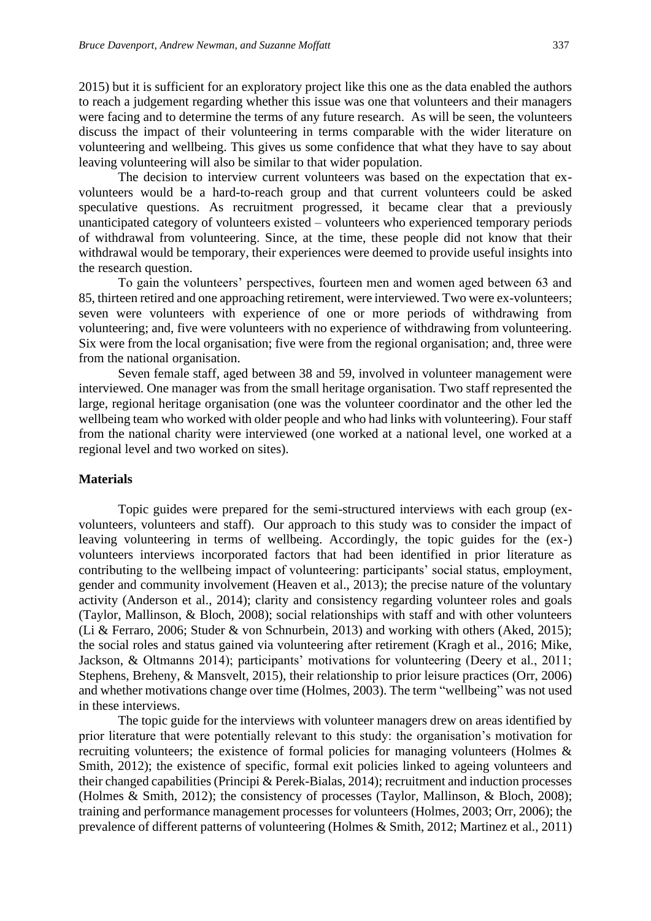2015) but it is sufficient for an exploratory project like this one as the data enabled the authors to reach a judgement regarding whether this issue was one that volunteers and their managers were facing and to determine the terms of any future research. As will be seen, the volunteers discuss the impact of their volunteering in terms comparable with the wider literature on volunteering and wellbeing. This gives us some confidence that what they have to say about leaving volunteering will also be similar to that wider population.

The decision to interview current volunteers was based on the expectation that ex-volunteers would be a hard-to-reach group and that current volunteers could be asked speculative questions. As recruitment progressed, it became clear that a previously unanticipated category of volunteers existed – volunteers who experienced temporary periods of withdrawal from volunteering. Since, at the time, these people did not know that their withdrawal would be temporary, their experiences were deemed to provide useful insights into the research question.

To gain the volunteers' perspectives, fourteen men and women aged between 63 and 85, thirteen retired and one approaching retirement, were interviewed. Two were ex-volunteers; seven were volunteers with experience of one or more periods of withdrawing from volunteering; and, five were volunteers with no experience of withdrawing from volunteering. Six were from the local organisation; five were from the regional organisation; and, three were from the national organisation.

Seven female staff, aged between 38 and 59, involved in volunteer management were interviewed. One manager was from the small heritage organisation. Two staff represented the large, regional heritage organisation (one was the volunteer coordinator and the other led the wellbeing team who worked with older people and who had links with volunteering). Four staff from the national charity were interviewed (one worked at a national level, one worked at a regional level and two worked on sites).

### Materials

Topic guides were prepared for the semi-structured interviews with each group (ex-volunteers, volunteers and staff). Our approach to this study was to consider the impact of leaving volunteering in terms of wellbeing. Accordingly, the topic guides for the (ex-) volunteers interviews incorporated factors that had been identified in prior literature as contributing to the wellbeing impact of volunteering: participants' social status, employment, gender and community involvement (Heaven et al., 2013); the precise nature of the voluntary activity (Anderson et al., 2014); clarity and consistency regarding volunteer roles and goals (Taylor, Mallinson, & Bloch, 2008); social relationships with staff and with other volunteers (Li & Ferraro, 2006; Studer & von Schnurbein, 2013) and working with others (Aked, 2015); the social roles and status gained via volunteering after retirement (Kragh et al., 2016; Mike, Jackson, & Oltmanns 2014); participants' motivations for volunteering (Deery et al., 2011; Stephens, Breheny, & Mansvelt, 2015), their relationship to prior leisure practices (Orr, 2006) and whether motivations change over time (Holmes, 2003). The term "wellbeing" was not used in these interviews.

The topic guide for the interviews with volunteer managers drew on areas identified by prior literature that were potentially relevant to this study: the organisation's motivation for recruiting volunteers; the existence of formal policies for managing volunteers (Holmes & Smith, 2012); the existence of specific, formal exit policies linked to ageing volunteers and their changed capabilities (Principi & Perek-Bialas, 2014); recruitment and induction processes (Holmes & Smith, 2012); the consistency of processes (Taylor, Mallinson, & Bloch, 2008); training and performance management processes for volunteers (Holmes, 2003; Orr, 2006); the prevalence of different patterns of volunteering (Holmes & Smith, 2012; Martinez et al., 2011)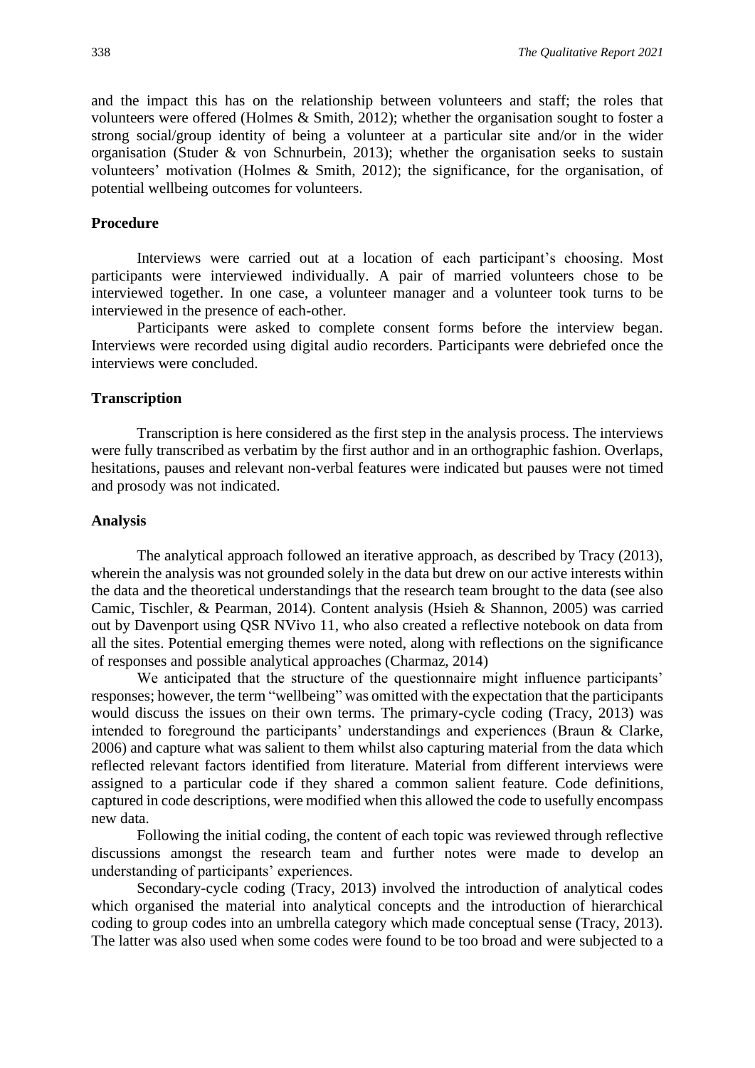and the impact this has on the relationship between volunteers and staff; the roles that volunteers were offered (Holmes & Smith, 2012); whether the organisation sought to foster a strong social/group identity of being a volunteer at a particular site and/or in the wider organisation (Studer & von Schnurbein, 2013); whether the organisation seeks to sustain volunteers' motivation (Holmes & Smith, 2012); the significance, for the organisation, of potential wellbeing outcomes for volunteers.

### Procedure

Interviews were carried out at a location of each participant's choosing. Most participants were interviewed individually. A pair of married volunteers chose to be interviewed together. In one case, a volunteer manager and a volunteer took turns to be interviewed in the presence of each-other.

Participants were asked to complete consent forms before the interview began. Interviews were recorded using digital audio recorders. Participants were debriefed once the interviews were concluded.

### Transcription

Transcription is here considered as the first step in the analysis process. The interviews were fully transcribed as verbatim by the first author and in an orthographic fashion. Overlaps, hesitations, pauses and relevant non-verbal features were indicated but pauses were not timed and prosody was not indicated.

### Analysis

The analytical approach followed an iterative approach, as described by Tracy (2013), wherein the analysis was not grounded solely in the data but drew on our active interests within the data and the theoretical understandings that the research team brought to the data (see also Camic, Tischler, & Pearman, 2014). Content analysis (Hsieh & Shannon, 2005) was carried out by Davenport using QSR NVivo 11, who also created a reflective notebook on data from all the sites. Potential emerging themes were noted, along with reflections on the significance of responses and possible analytical approaches (Charmaz, 2014)

We anticipated that the structure of the questionnaire might influence participants' responses; however, the term "wellbeing" was omitted with the expectation that the participants would discuss the issues on their own terms. The primary-cycle coding (Tracy, 2013) was intended to foreground the participants' understandings and experiences (Braun & Clarke, 2006) and capture what was salient to them whilst also capturing material from the data which reflected relevant factors identified from literature. Material from different interviews were assigned to a particular code if they shared a common salient feature. Code definitions, captured in code descriptions, were modified when this allowed the code to usefully encompass new data.

Following the initial coding, the content of each topic was reviewed through reflective discussions amongst the research team and further notes were made to develop an understanding of participants' experiences.

Secondary-cycle coding (Tracy, 2013) involved the introduction of analytical codes which organised the material into analytical concepts and the introduction of hierarchical coding to group codes into an umbrella category which made conceptual sense (Tracy, 2013). The latter was also used when some codes were found to be too broad and were subjected to a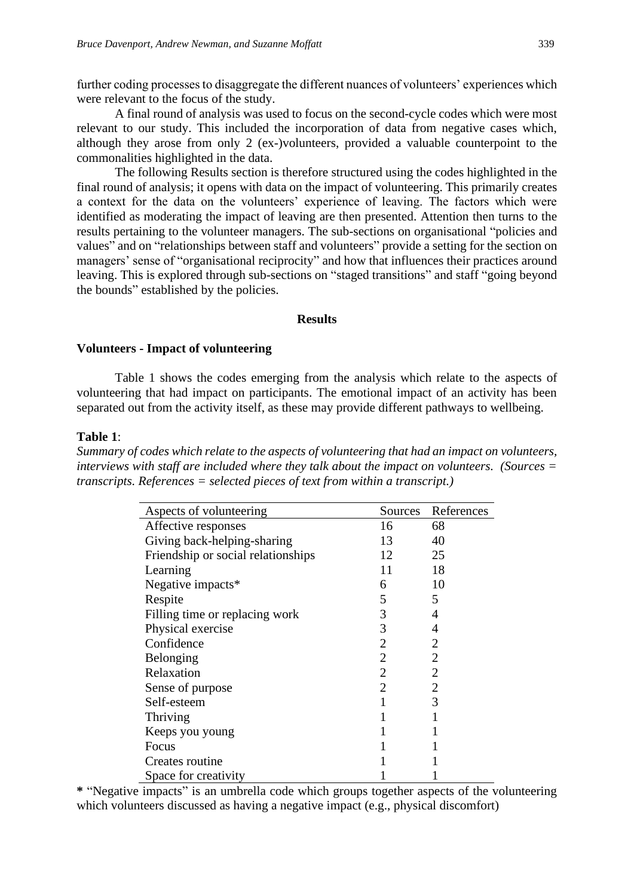further coding processes to disaggregate the different nuances of volunteers' experiences which were relevant to the focus of the study.

A final round of analysis was used to focus on the second-cycle codes which were most relevant to our study. This included the incorporation of data from negative cases which, although they arose from only 2 (ex-)volunteers, provided a valuable counterpoint to the commonalities highlighted in the data.

The following Results section is therefore structured using the codes highlighted in the final round of analysis; it opens with data on the impact of volunteering. This primarily creates a context for the data on the volunteers' experience of leaving. The factors which were identified as moderating the impact of leaving are then presented. Attention then turns to the results pertaining to the volunteer managers. The sub-sections on organisational "policies and values" and on "relationships between staff and volunteers" provide a setting for the section on managers' sense of "organisational reciprocity" and how that influences their practices around leaving. This is explored through sub-sections on "staged transitions" and staff "going beyond the bounds" established by the policies.

## Results

### Volunteers - Impact of volunteering

Table 1 shows the codes emerging from the analysis which relate to the aspects of volunteering that had impact on participants. The emotional impact of an activity has been separated out from the activity itself, as these may provide different pathways to wellbeing.

**Table 1**:

*Summary of codes which relate to the aspects of volunteering that had an impact on volunteers, interviews with staff are included where they talk about the impact on volunteers. (Sources = transcripts. References = selected pieces of text from within a transcript.)*

| Aspects of volunteering | Sources | References |
|---|---|---|
| Affective responses | 16 | 68 |
| Giving back-helping-sharing | 13 | 40 |
| Friendship or social relationships | 12 | 25 |
| Learning | 11 | 18 |
| Negative impacts* | 6 | 10 |
| Respite | 5 | 5 |
| Filling time or replacing work | 3 | 4 |
| Physical exercise | 3 | 4 |
| Confidence | 2 | 2 |
| Belonging | 2 | 2 |
| Relaxation | 2 | 2 |
| Sense of purpose | 2 | 2 |
| Self-esteem | 1 | 3 |
| Thriving | 1 | 1 |
| Keeps you young | 1 | 1 |
| Focus | 1 | 1 |
| Creates routine | 1 | 1 |
| Space for creativity | 1 | 1 |

**\*** "Negative impacts" is an umbrella code which groups together aspects of the volunteering which volunteers discussed as having a negative impact (e.g., physical discomfort)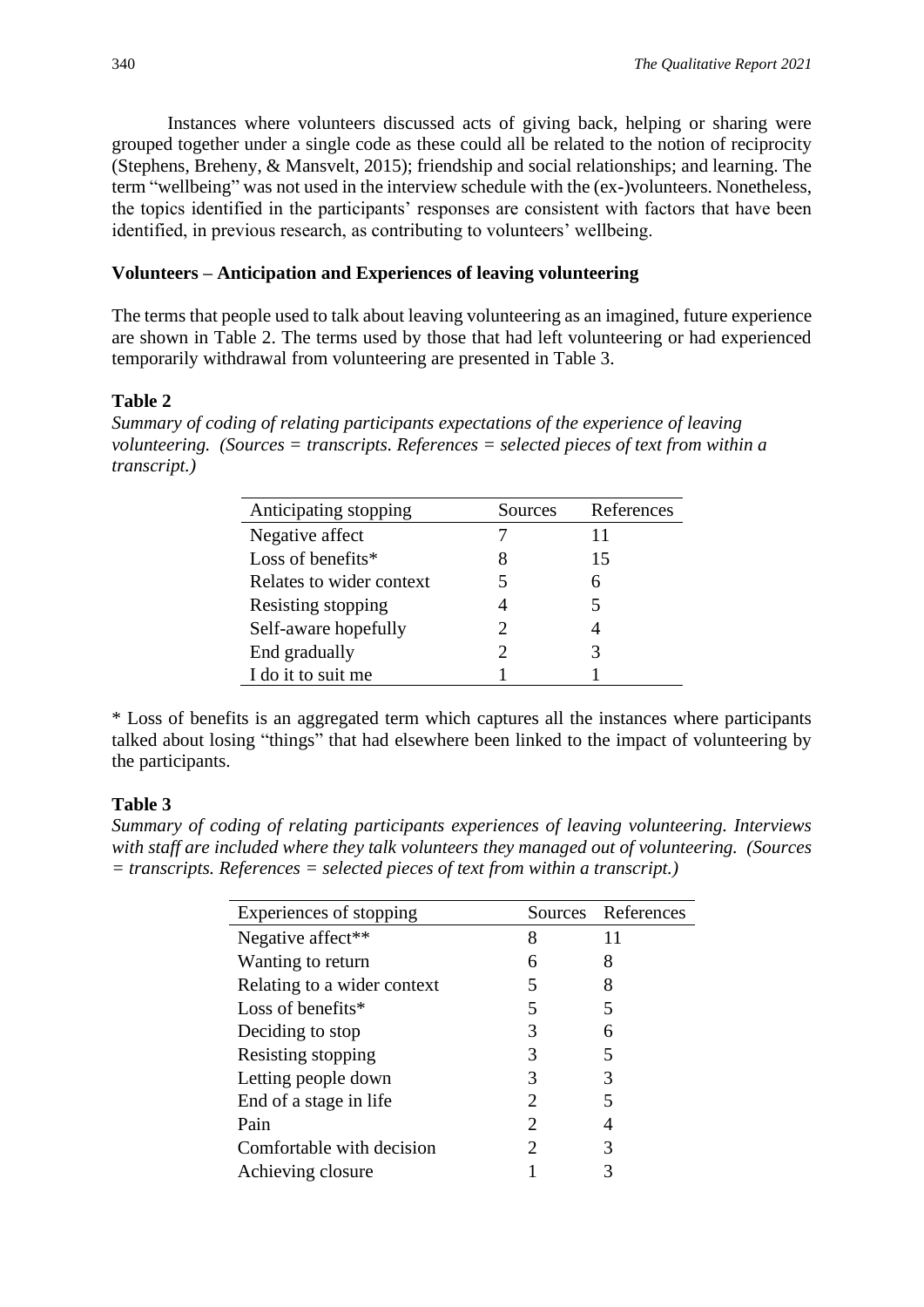Instances where volunteers discussed acts of giving back, helping or sharing were grouped together under a single code as these could all be related to the notion of reciprocity (Stephens, Breheny, & Mansvelt, 2015); friendship and social relationships; and learning. The term "wellbeing" was not used in the interview schedule with the (ex-)volunteers. Nonetheless, the topics identified in the participants' responses are consistent with factors that have been identified, in previous research, as contributing to volunteers' wellbeing.

### Volunteers – Anticipation and Experiences of leaving volunteering

The terms that people used to talk about leaving volunteering as an imagined, future experience are shown in Table 2. The terms used by those that had left volunteering or had experienced temporarily withdrawal from volunteering are presented in Table 3.

**Table 2**

*Summary of coding of relating participants expectations of the experience of leaving volunteering. (Sources = transcripts. References = selected pieces of text from within a transcript.)*

| Anticipating stopping | Sources | References |
|---|---|---|
| Negative affect | 7 | 11 |
| Loss of benefits* | 8 | 15 |
| Relates to wider context | 5 | 6 |
| Resisting stopping | 4 | 5 |
| Self-aware hopefully | 2 | 4 |
| End gradually | 2 | 3 |
| I do it to suit me | 1 | 1 |

* Loss of benefits is an aggregated term which captures all the instances where participants talked about losing "things" that had elsewhere been linked to the impact of volunteering by the participants.

**Table 3**

*Summary of coding of relating participants experiences of leaving volunteering. Interviews with staff are included where they talk volunteers they managed out of volunteering. (Sources = transcripts. References = selected pieces of text from within a transcript.)*

| Experiences of stopping | Sources | References |
|---|---|---|
| Negative affect** | 8 | 11 |
| Wanting to return | 6 | 8 |
| Relating to a wider context | 5 | 8 |
| Loss of benefits* | 5 | 5 |
| Deciding to stop | 3 | 6 |
| Resisting stopping | 3 | 5 |
| Letting people down | 3 | 3 |
| End of a stage in life | 2 | 5 |
| Pain | 2 | 4 |
| Comfortable with decision | 2 | 3 |
| Achieving closure | 1 | 3 |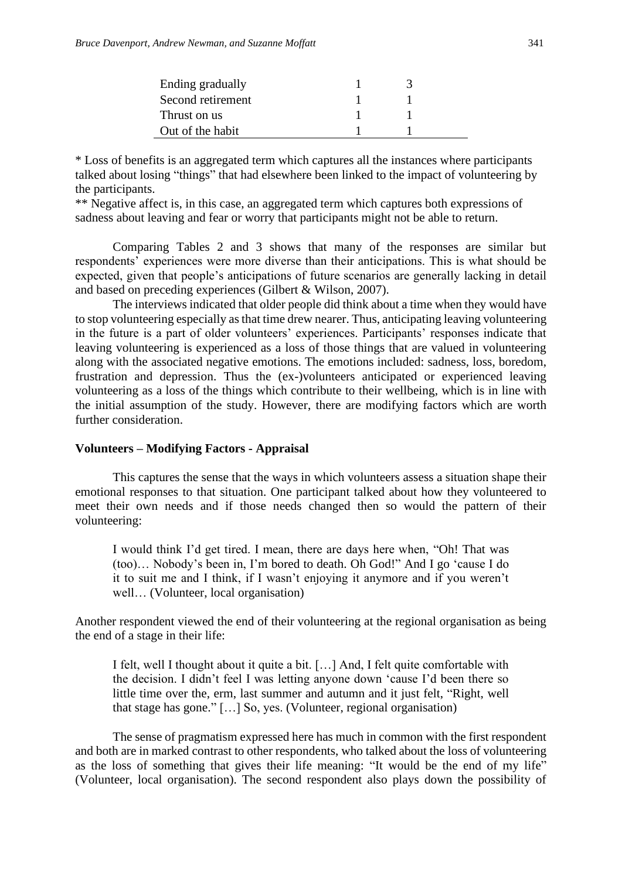| | | |
|---|---|---|
| Ending gradually | 1 | 3 |
| Second retirement | 1 | 1 |
| Thrust on us | 1 | 1 |
| Out of the habit | 1 | 1 |

\* Loss of benefits is an aggregated term which captures all the instances where participants talked about losing "things" that had elsewhere been linked to the impact of volunteering by the participants.

\*\* Negative affect is, in this case, an aggregated term which captures both expressions of sadness about leaving and fear or worry that participants might not be able to return.

Comparing Tables 2 and 3 shows that many of the responses are similar but respondents' experiences were more diverse than their anticipations. This is what should be expected, given that people's anticipations of future scenarios are generally lacking in detail and based on preceding experiences (Gilbert & Wilson, 2007).

The interviews indicated that older people did think about a time when they would have to stop volunteering especially as that time drew nearer. Thus, anticipating leaving volunteering in the future is a part of older volunteers' experiences. Participants' responses indicate that leaving volunteering is experienced as a loss of those things that are valued in volunteering along with the associated negative emotions. The emotions included: sadness, loss, boredom, frustration and depression. Thus the (ex-)volunteers anticipated or experienced leaving volunteering as a loss of the things which contribute to their wellbeing, which is in line with the initial assumption of the study. However, there are modifying factors which are worth further consideration.

**Volunteers – Modifying Factors - Appraisal**

This captures the sense that the ways in which volunteers assess a situation shape their emotional responses to that situation. One participant talked about how they volunteered to meet their own needs and if those needs changed then so would the pattern of their volunteering:

> I would think I'd get tired. I mean, there are days here when, "Oh! That was (too)… Nobody's been in, I'm bored to death. Oh God!" And I go 'cause I do it to suit me and I think, if I wasn't enjoying it anymore and if you weren't well… (Volunteer, local organisation)

Another respondent viewed the end of their volunteering at the regional organisation as being the end of a stage in their life:

> I felt, well I thought about it quite a bit. […] And, I felt quite comfortable with the decision. I didn't feel I was letting anyone down 'cause I'd been there so little time over the, erm, last summer and autumn and it just felt, "Right, well that stage has gone." […] So, yes. (Volunteer, regional organisation)

The sense of pragmatism expressed here has much in common with the first respondent and both are in marked contrast to other respondents, who talked about the loss of volunteering as the loss of something that gives their life meaning: "It would be the end of my life" (Volunteer, local organisation). The second respondent also plays down the possibility of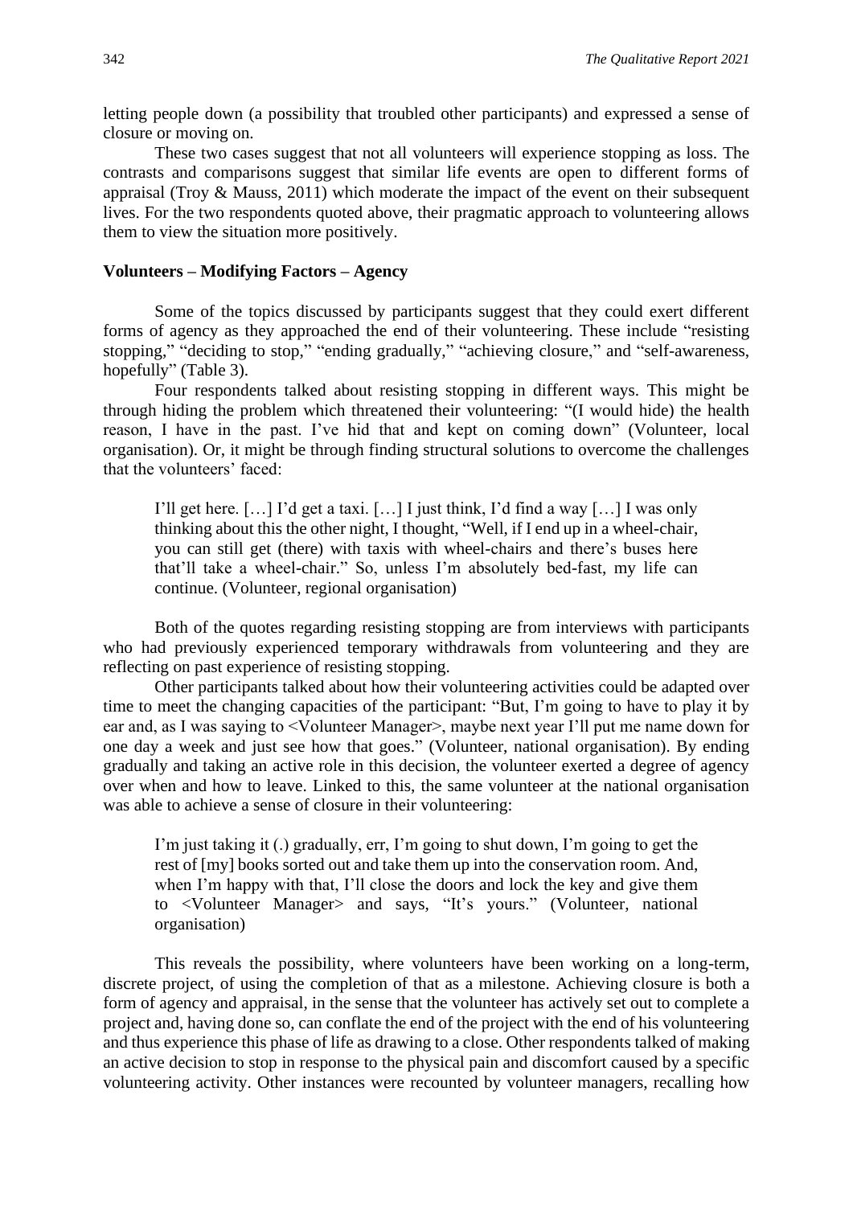letting people down (a possibility that troubled other participants) and expressed a sense of closure or moving on.

These two cases suggest that not all volunteers will experience stopping as loss. The contrasts and comparisons suggest that similar life events are open to different forms of appraisal (Troy & Mauss, 2011) which moderate the impact of the event on their subsequent lives. For the two respondents quoted above, their pragmatic approach to volunteering allows them to view the situation more positively.

**Volunteers – Modifying Factors – Agency**

Some of the topics discussed by participants suggest that they could exert different forms of agency as they approached the end of their volunteering. These include "resisting stopping," "deciding to stop," "ending gradually," "achieving closure," and "self-awareness, hopefully" (Table 3).

Four respondents talked about resisting stopping in different ways. This might be through hiding the problem which threatened their volunteering: "(I would hide) the health reason, I have in the past. I've hid that and kept on coming down" (Volunteer, local organisation). Or, it might be through finding structural solutions to overcome the challenges that the volunteers' faced:

> I'll get here. […] I'd get a taxi. […] I just think, I'd find a way […] I was only thinking about this the other night, I thought, "Well, if I end up in a wheel-chair, you can still get (there) with taxis with wheel-chairs and there's buses here that'll take a wheel-chair." So, unless I'm absolutely bed-fast, my life can continue. (Volunteer, regional organisation)

Both of the quotes regarding resisting stopping are from interviews with participants who had previously experienced temporary withdrawals from volunteering and they are reflecting on past experience of resisting stopping.

Other participants talked about how their volunteering activities could be adapted over time to meet the changing capacities of the participant: "But, I'm going to have to play it by ear and, as I was saying to <Volunteer Manager>, maybe next year I'll put me name down for one day a week and just see how that goes." (Volunteer, national organisation). By ending gradually and taking an active role in this decision, the volunteer exerted a degree of agency over when and how to leave. Linked to this, the same volunteer at the national organisation was able to achieve a sense of closure in their volunteering:

> I'm just taking it (.) gradually, err, I'm going to shut down, I'm going to get the rest of [my] books sorted out and take them up into the conservation room. And, when I'm happy with that, I'll close the doors and lock the key and give them to <Volunteer Manager> and says, "It's yours." (Volunteer, national organisation)

This reveals the possibility, where volunteers have been working on a long-term, discrete project, of using the completion of that as a milestone. Achieving closure is both a form of agency and appraisal, in the sense that the volunteer has actively set out to complete a project and, having done so, can conflate the end of the project with the end of his volunteering and thus experience this phase of life as drawing to a close. Other respondents talked of making an active decision to stop in response to the physical pain and discomfort caused by a specific volunteering activity. Other instances were recounted by volunteer managers, recalling how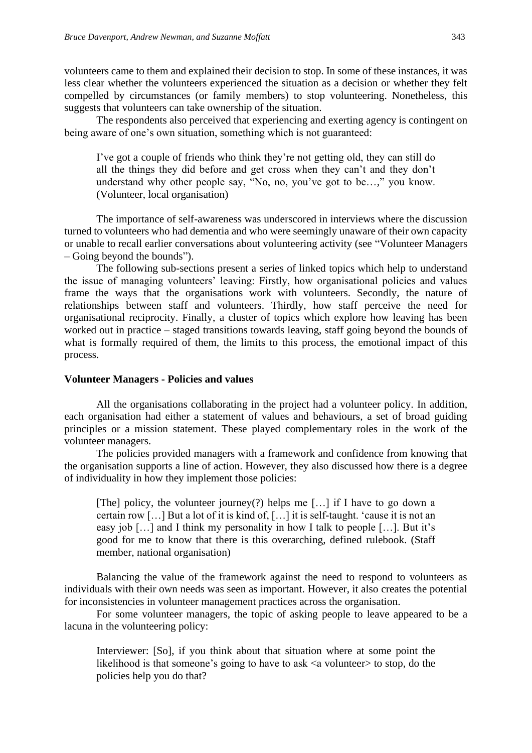volunteers came to them and explained their decision to stop. In some of these instances, it was less clear whether the volunteers experienced the situation as a decision or whether they felt compelled by circumstances (or family members) to stop volunteering. Nonetheless, this suggests that volunteers can take ownership of the situation.

The respondents also perceived that experiencing and exerting agency is contingent on being aware of one's own situation, something which is not guaranteed:

> I've got a couple of friends who think they're not getting old, they can still do all the things they did before and get cross when they can't and they don't understand why other people say, "No, no, you've got to be…," you know. (Volunteer, local organisation)

The importance of self-awareness was underscored in interviews where the discussion turned to volunteers who had dementia and who were seemingly unaware of their own capacity or unable to recall earlier conversations about volunteering activity (see "Volunteer Managers – Going beyond the bounds").

The following sub-sections present a series of linked topics which help to understand the issue of managing volunteers' leaving: Firstly, how organisational policies and values frame the ways that the organisations work with volunteers. Secondly, the nature of relationships between staff and volunteers. Thirdly, how staff perceive the need for organisational reciprocity. Finally, a cluster of topics which explore how leaving has been worked out in practice – staged transitions towards leaving, staff going beyond the bounds of what is formally required of them, the limits to this process, the emotional impact of this process.

**Volunteer Managers - Policies and values**

All the organisations collaborating in the project had a volunteer policy. In addition, each organisation had either a statement of values and behaviours, a set of broad guiding principles or a mission statement. These played complementary roles in the work of the volunteer managers.

The policies provided managers with a framework and confidence from knowing that the organisation supports a line of action. However, they also discussed how there is a degree of individuality in how they implement those policies:

> [The] policy, the volunteer journey(?) helps me […] if I have to go down a certain row […] But a lot of it is kind of, […] it is self-taught. 'cause it is not an easy job […] and I think my personality in how I talk to people […]. But it's good for me to know that there is this overarching, defined rulebook. (Staff member, national organisation)

Balancing the value of the framework against the need to respond to volunteers as individuals with their own needs was seen as important. However, it also creates the potential for inconsistencies in volunteer management practices across the organisation.

For some volunteer managers, the topic of asking people to leave appeared to be a lacuna in the volunteering policy:

> Interviewer: [So], if you think about that situation where at some point the likelihood is that someone's going to have to ask <a volunteer> to stop, do the policies help you do that?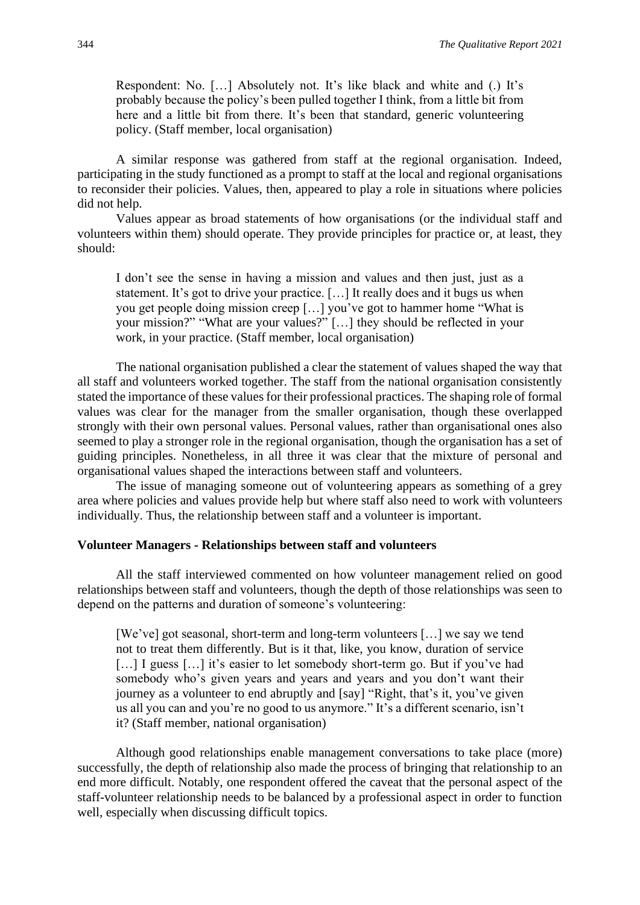> Respondent: No. […] Absolutely not. It's like black and white and (.) It's probably because the policy's been pulled together I think, from a little bit from here and a little bit from there. It's been that standard, generic volunteering policy. (Staff member, local organisation)

A similar response was gathered from staff at the regional organisation. Indeed, participating in the study functioned as a prompt to staff at the local and regional organisations to reconsider their policies. Values, then, appeared to play a role in situations where policies did not help.

Values appear as broad statements of how organisations (or the individual staff and volunteers within them) should operate. They provide principles for practice or, at least, they should:

> I don't see the sense in having a mission and values and then just, just as a statement. It's got to drive your practice. […] It really does and it bugs us when you get people doing mission creep […] you've got to hammer home "What is your mission?" "What are your values?" […] they should be reflected in your work, in your practice. (Staff member, local organisation)

The national organisation published a clear the statement of values shaped the way that all staff and volunteers worked together. The staff from the national organisation consistently stated the importance of these values for their professional practices. The shaping role of formal values was clear for the manager from the smaller organisation, though these overlapped strongly with their own personal values. Personal values, rather than organisational ones also seemed to play a stronger role in the regional organisation, though the organisation has a set of guiding principles. Nonetheless, in all three it was clear that the mixture of personal and organisational values shaped the interactions between staff and volunteers.

The issue of managing someone out of volunteering appears as something of a grey area where policies and values provide help but where staff also need to work with volunteers individually. Thus, the relationship between staff and a volunteer is important.

### Volunteer Managers - Relationships between staff and volunteers

All the staff interviewed commented on how volunteer management relied on good relationships between staff and volunteers, though the depth of those relationships was seen to depend on the patterns and duration of someone's volunteering:

> [We've] got seasonal, short-term and long-term volunteers […] we say we tend not to treat them differently. But is it that, like, you know, duration of service […] I guess […] it's easier to let somebody short-term go. But if you've had somebody who's given years and years and years and you don't want their journey as a volunteer to end abruptly and [say] "Right, that's it, you've given us all you can and you're no good to us anymore." It's a different scenario, isn't it? (Staff member, national organisation)

Although good relationships enable management conversations to take place (more) successfully, the depth of relationship also made the process of bringing that relationship to an end more difficult. Notably, one respondent offered the caveat that the personal aspect of the staff-volunteer relationship needs to be balanced by a professional aspect in order to function well, especially when discussing difficult topics.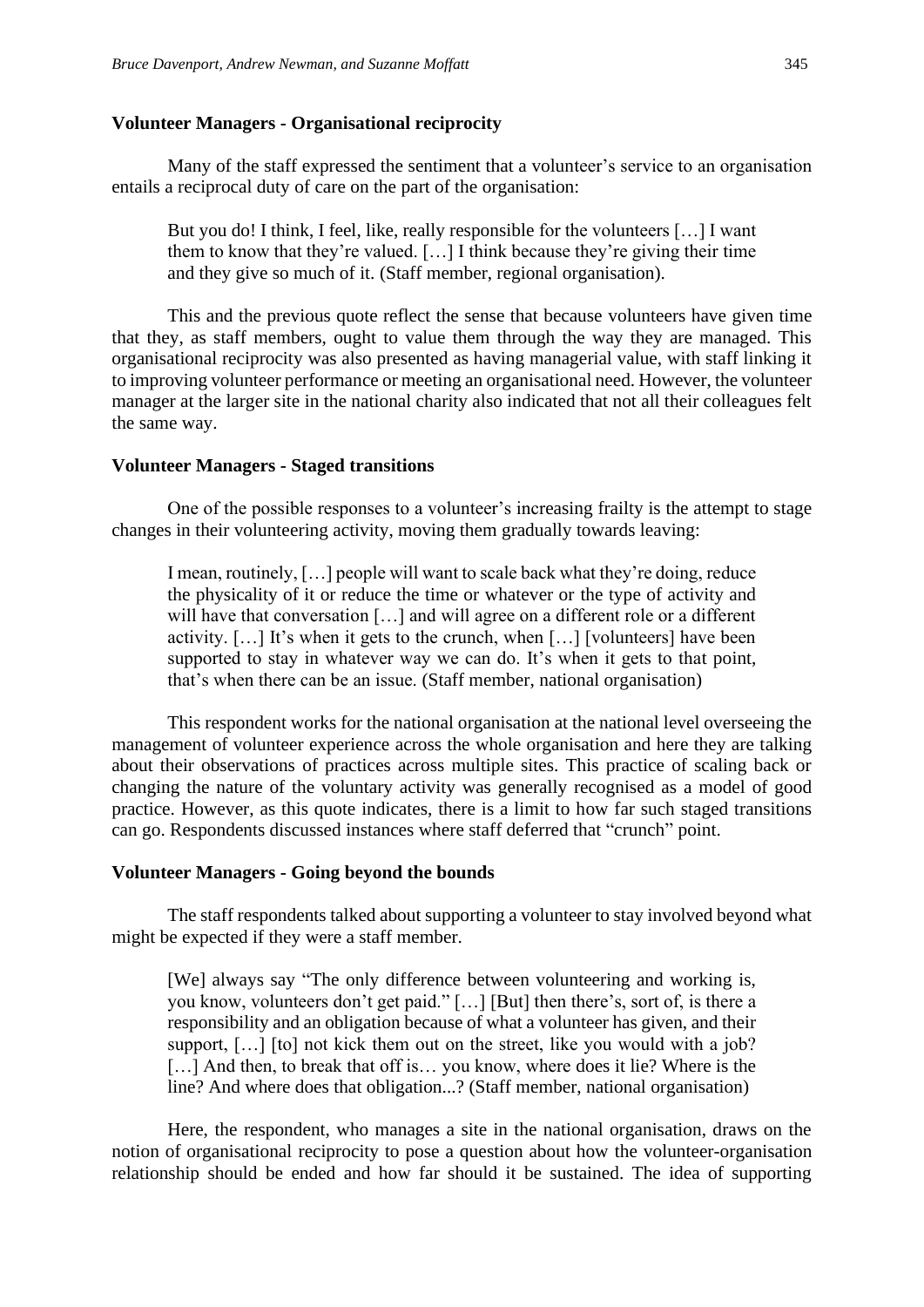### Volunteer Managers - Organisational reciprocity

Many of the staff expressed the sentiment that a volunteer's service to an organisation entails a reciprocal duty of care on the part of the organisation:

> But you do! I think, I feel, like, really responsible for the volunteers […] I want them to know that they're valued. […] I think because they're giving their time and they give so much of it. (Staff member, regional organisation).

This and the previous quote reflect the sense that because volunteers have given time that they, as staff members, ought to value them through the way they are managed. This organisational reciprocity was also presented as having managerial value, with staff linking it to improving volunteer performance or meeting an organisational need. However, the volunteer manager at the larger site in the national charity also indicated that not all their colleagues felt the same way.

### Volunteer Managers - Staged transitions

One of the possible responses to a volunteer's increasing frailty is the attempt to stage changes in their volunteering activity, moving them gradually towards leaving:

> I mean, routinely, […] people will want to scale back what they're doing, reduce the physicality of it or reduce the time or whatever or the type of activity and will have that conversation […] and will agree on a different role or a different activity. […] It's when it gets to the crunch, when […] [volunteers] have been supported to stay in whatever way we can do. It's when it gets to that point, that's when there can be an issue. (Staff member, national organisation)

This respondent works for the national organisation at the national level overseeing the management of volunteer experience across the whole organisation and here they are talking about their observations of practices across multiple sites. This practice of scaling back or changing the nature of the voluntary activity was generally recognised as a model of good practice. However, as this quote indicates, there is a limit to how far such staged transitions can go. Respondents discussed instances where staff deferred that "crunch" point.

### Volunteer Managers - Going beyond the bounds

The staff respondents talked about supporting a volunteer to stay involved beyond what might be expected if they were a staff member.

> [We] always say "The only difference between volunteering and working is, you know, volunteers don't get paid." […] [But] then there's, sort of, is there a responsibility and an obligation because of what a volunteer has given, and their support, […] [to] not kick them out on the street, like you would with a job? […] And then, to break that off is… you know, where does it lie? Where is the line? And where does that obligation...? (Staff member, national organisation)

Here, the respondent, who manages a site in the national organisation, draws on the notion of organisational reciprocity to pose a question about how the volunteer-organisation relationship should be ended and how far should it be sustained. The idea of supporting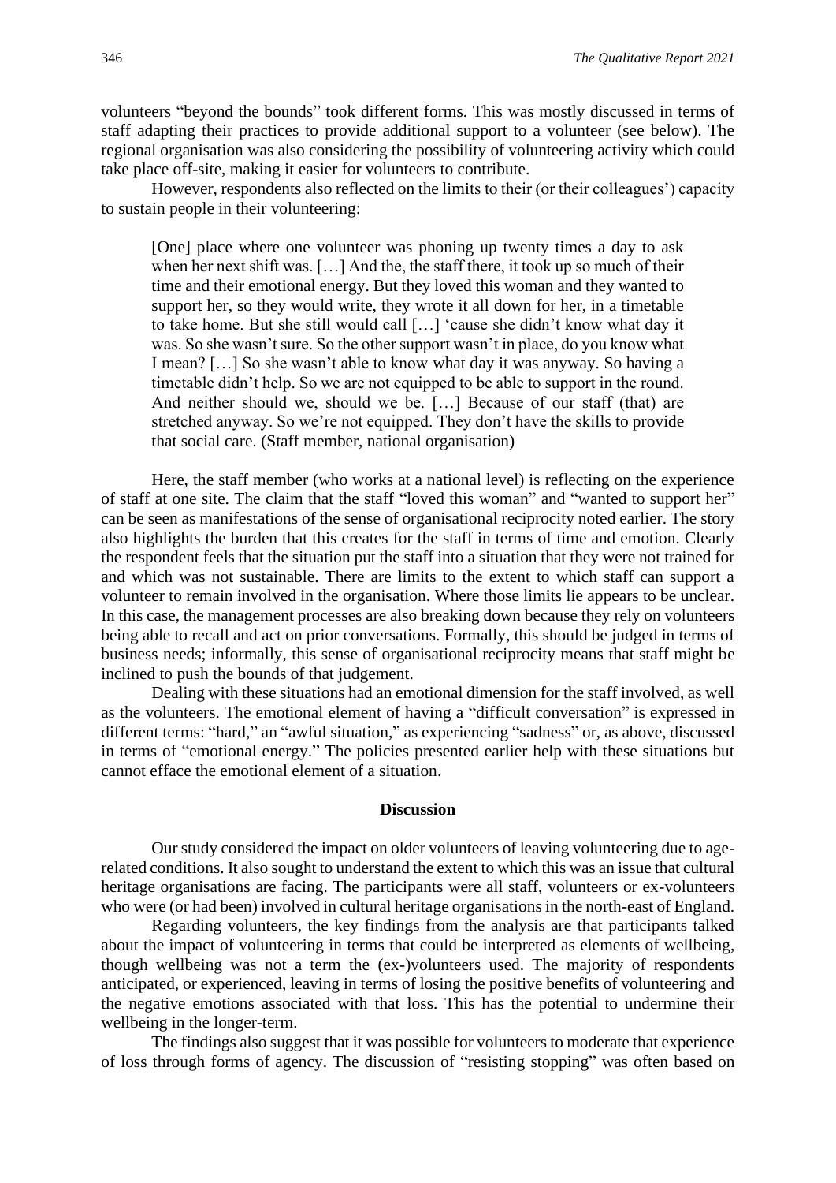volunteers "beyond the bounds" took different forms. This was mostly discussed in terms of staff adapting their practices to provide additional support to a volunteer (see below). The regional organisation was also considering the possibility of volunteering activity which could take place off-site, making it easier for volunteers to contribute.

However, respondents also reflected on the limits to their (or their colleagues') capacity to sustain people in their volunteering:

> [One] place where one volunteer was phoning up twenty times a day to ask when her next shift was. […] And the, the staff there, it took up so much of their time and their emotional energy. But they loved this woman and they wanted to support her, so they would write, they wrote it all down for her, in a timetable to take home. But she still would call […] 'cause she didn't know what day it was. So she wasn't sure. So the other support wasn't in place, do you know what I mean? […] So she wasn't able to know what day it was anyway. So having a timetable didn't help. So we are not equipped to be able to support in the round. And neither should we, should we be. […] Because of our staff (that) are stretched anyway. So we're not equipped. They don't have the skills to provide that social care. (Staff member, national organisation)

Here, the staff member (who works at a national level) is reflecting on the experience of staff at one site. The claim that the staff "loved this woman" and "wanted to support her" can be seen as manifestations of the sense of organisational reciprocity noted earlier. The story also highlights the burden that this creates for the staff in terms of time and emotion. Clearly the respondent feels that the situation put the staff into a situation that they were not trained for and which was not sustainable. There are limits to the extent to which staff can support a volunteer to remain involved in the organisation. Where those limits lie appears to be unclear. In this case, the management processes are also breaking down because they rely on volunteers being able to recall and act on prior conversations. Formally, this should be judged in terms of business needs; informally, this sense of organisational reciprocity means that staff might be inclined to push the bounds of that judgement.

Dealing with these situations had an emotional dimension for the staff involved, as well as the volunteers. The emotional element of having a "difficult conversation" is expressed in different terms: "hard," an "awful situation," as experiencing "sadness" or, as above, discussed in terms of "emotional energy." The policies presented earlier help with these situations but cannot efface the emotional element of a situation.

## Discussion

Our study considered the impact on older volunteers of leaving volunteering due to age-related conditions. It also sought to understand the extent to which this was an issue that cultural heritage organisations are facing. The participants were all staff, volunteers or ex-volunteers who were (or had been) involved in cultural heritage organisations in the north-east of England.

Regarding volunteers, the key findings from the analysis are that participants talked about the impact of volunteering in terms that could be interpreted as elements of wellbeing, though wellbeing was not a term the (ex-)volunteers used. The majority of respondents anticipated, or experienced, leaving in terms of losing the positive benefits of volunteering and the negative emotions associated with that loss. This has the potential to undermine their wellbeing in the longer-term.

The findings also suggest that it was possible for volunteers to moderate that experience of loss through forms of agency. The discussion of "resisting stopping" was often based on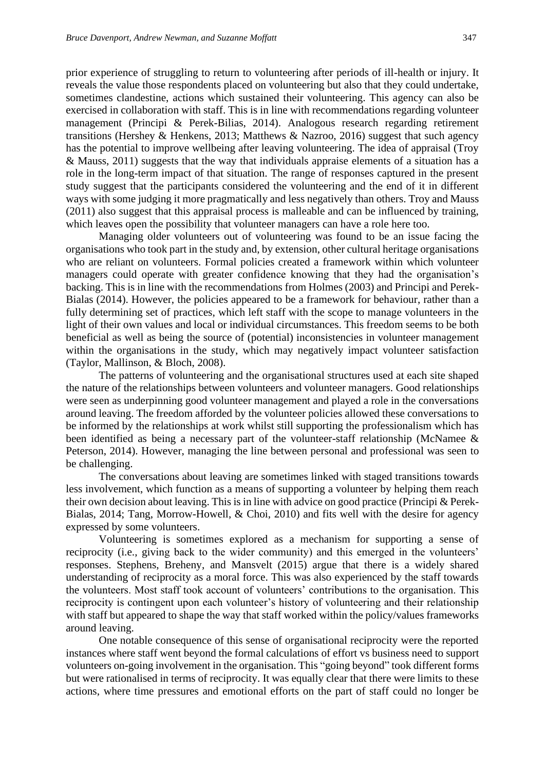prior experience of struggling to return to volunteering after periods of ill-health or injury. It reveals the value those respondents placed on volunteering but also that they could undertake, sometimes clandestine, actions which sustained their volunteering. This agency can also be exercised in collaboration with staff. This is in line with recommendations regarding volunteer management (Principi & Perek-Bilias, 2014). Analogous research regarding retirement transitions (Hershey & Henkens, 2013; Matthews & Nazroo, 2016) suggest that such agency has the potential to improve wellbeing after leaving volunteering. The idea of appraisal (Troy & Mauss, 2011) suggests that the way that individuals appraise elements of a situation has a role in the long-term impact of that situation. The range of responses captured in the present study suggest that the participants considered the volunteering and the end of it in different ways with some judging it more pragmatically and less negatively than others. Troy and Mauss (2011) also suggest that this appraisal process is malleable and can be influenced by training, which leaves open the possibility that volunteer managers can have a role here too.

Managing older volunteers out of volunteering was found to be an issue facing the organisations who took part in the study and, by extension, other cultural heritage organisations who are reliant on volunteers. Formal policies created a framework within which volunteer managers could operate with greater confidence knowing that they had the organisation's backing. This is in line with the recommendations from Holmes (2003) and Principi and Perek-Bialas (2014). However, the policies appeared to be a framework for behaviour, rather than a fully determining set of practices, which left staff with the scope to manage volunteers in the light of their own values and local or individual circumstances. This freedom seems to be both beneficial as well as being the source of (potential) inconsistencies in volunteer management within the organisations in the study, which may negatively impact volunteer satisfaction (Taylor, Mallinson, & Bloch, 2008).

The patterns of volunteering and the organisational structures used at each site shaped the nature of the relationships between volunteers and volunteer managers. Good relationships were seen as underpinning good volunteer management and played a role in the conversations around leaving. The freedom afforded by the volunteer policies allowed these conversations to be informed by the relationships at work whilst still supporting the professionalism which has been identified as being a necessary part of the volunteer-staff relationship (McNamee & Peterson, 2014). However, managing the line between personal and professional was seen to be challenging.

The conversations about leaving are sometimes linked with staged transitions towards less involvement, which function as a means of supporting a volunteer by helping them reach their own decision about leaving. This is in line with advice on good practice (Principi & Perek-Bialas, 2014; Tang, Morrow-Howell, & Choi, 2010) and fits well with the desire for agency expressed by some volunteers.

Volunteering is sometimes explored as a mechanism for supporting a sense of reciprocity (i.e., giving back to the wider community) and this emerged in the volunteers' responses. Stephens, Breheny, and Mansvelt (2015) argue that there is a widely shared understanding of reciprocity as a moral force. This was also experienced by the staff towards the volunteers. Most staff took account of volunteers' contributions to the organisation. This reciprocity is contingent upon each volunteer's history of volunteering and their relationship with staff but appeared to shape the way that staff worked within the policy/values frameworks around leaving.

One notable consequence of this sense of organisational reciprocity were the reported instances where staff went beyond the formal calculations of effort vs business need to support volunteers on-going involvement in the organisation. This "going beyond" took different forms but were rationalised in terms of reciprocity. It was equally clear that there were limits to these actions, where time pressures and emotional efforts on the part of staff could no longer be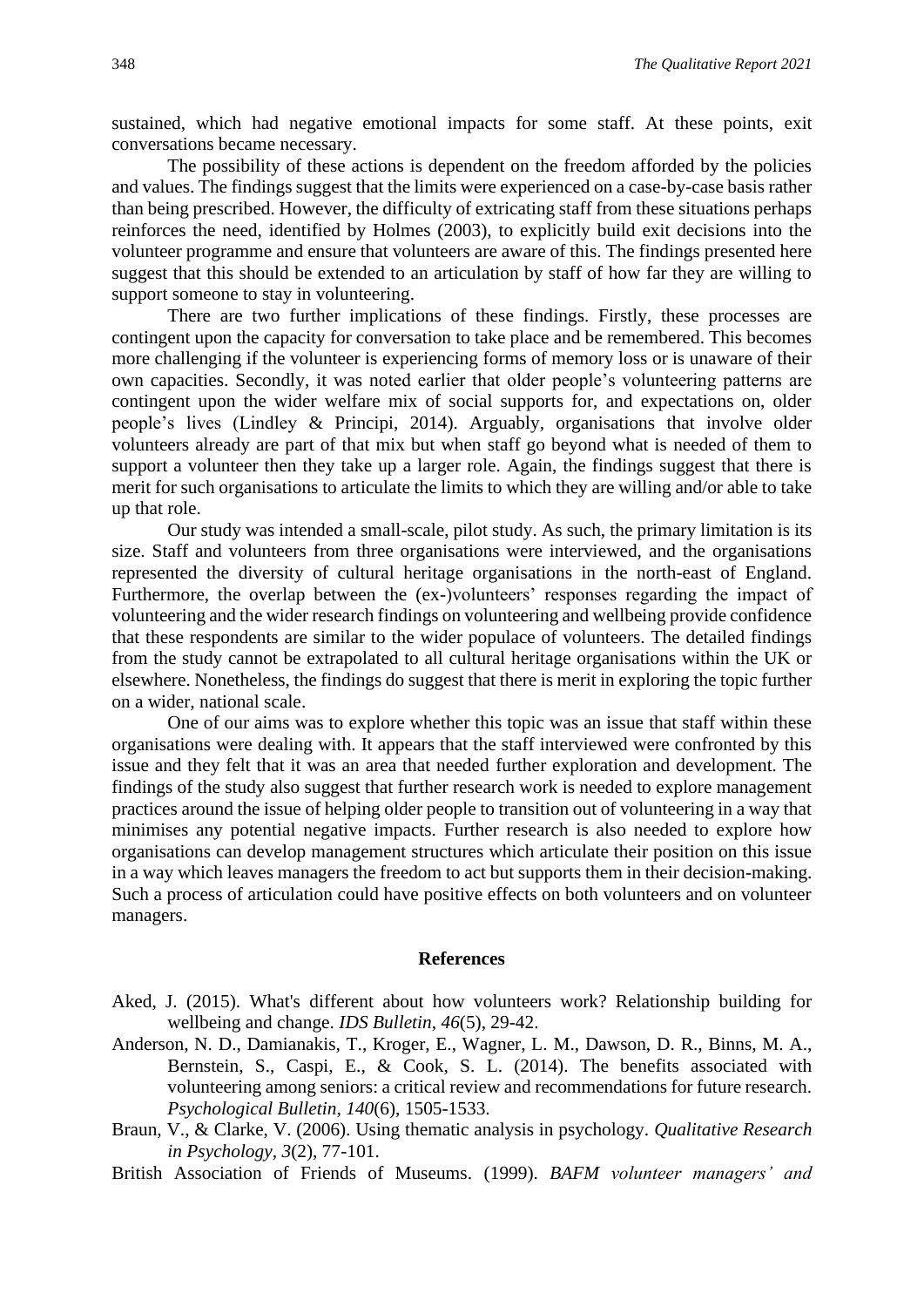sustained, which had negative emotional impacts for some staff. At these points, exit conversations became necessary.

The possibility of these actions is dependent on the freedom afforded by the policies and values. The findings suggest that the limits were experienced on a case-by-case basis rather than being prescribed. However, the difficulty of extricating staff from these situations perhaps reinforces the need, identified by Holmes (2003), to explicitly build exit decisions into the volunteer programme and ensure that volunteers are aware of this. The findings presented here suggest that this should be extended to an articulation by staff of how far they are willing to support someone to stay in volunteering.

There are two further implications of these findings. Firstly, these processes are contingent upon the capacity for conversation to take place and be remembered. This becomes more challenging if the volunteer is experiencing forms of memory loss or is unaware of their own capacities. Secondly, it was noted earlier that older people's volunteering patterns are contingent upon the wider welfare mix of social supports for, and expectations on, older people's lives (Lindley & Principi, 2014). Arguably, organisations that involve older volunteers already are part of that mix but when staff go beyond what is needed of them to support a volunteer then they take up a larger role. Again, the findings suggest that there is merit for such organisations to articulate the limits to which they are willing and/or able to take up that role.

Our study was intended a small-scale, pilot study. As such, the primary limitation is its size. Staff and volunteers from three organisations were interviewed, and the organisations represented the diversity of cultural heritage organisations in the north-east of England. Furthermore, the overlap between the (ex-)volunteers' responses regarding the impact of volunteering and the wider research findings on volunteering and wellbeing provide confidence that these respondents are similar to the wider populace of volunteers. The detailed findings from the study cannot be extrapolated to all cultural heritage organisations within the UK or elsewhere. Nonetheless, the findings do suggest that there is merit in exploring the topic further on a wider, national scale.

One of our aims was to explore whether this topic was an issue that staff within these organisations were dealing with. It appears that the staff interviewed were confronted by this issue and they felt that it was an area that needed further exploration and development. The findings of the study also suggest that further research work is needed to explore management practices around the issue of helping older people to transition out of volunteering in a way that minimises any potential negative impacts. Further research is also needed to explore how organisations can develop management structures which articulate their position on this issue in a way which leaves managers the freedom to act but supports them in their decision-making. Such a process of articulation could have positive effects on both volunteers and on volunteer managers.

## References

Aked, J. (2015). What's different about how volunteers work? Relationship building for wellbeing and change. *IDS Bulletin*, *46*(5), 29-42.

Anderson, N. D., Damianakis, T., Kroger, E., Wagner, L. M., Dawson, D. R., Binns, M. A., Bernstein, S., Caspi, E., & Cook, S. L. (2014). The benefits associated with volunteering among seniors: a critical review and recommendations for future research. *Psychological Bulletin*, *140*(6), 1505-1533.

Braun, V., & Clarke, V. (2006). Using thematic analysis in psychology. *Qualitative Research in Psychology*, *3*(2), 77-101.

British Association of Friends of Museums. (1999). *BAFM volunteer managers' and*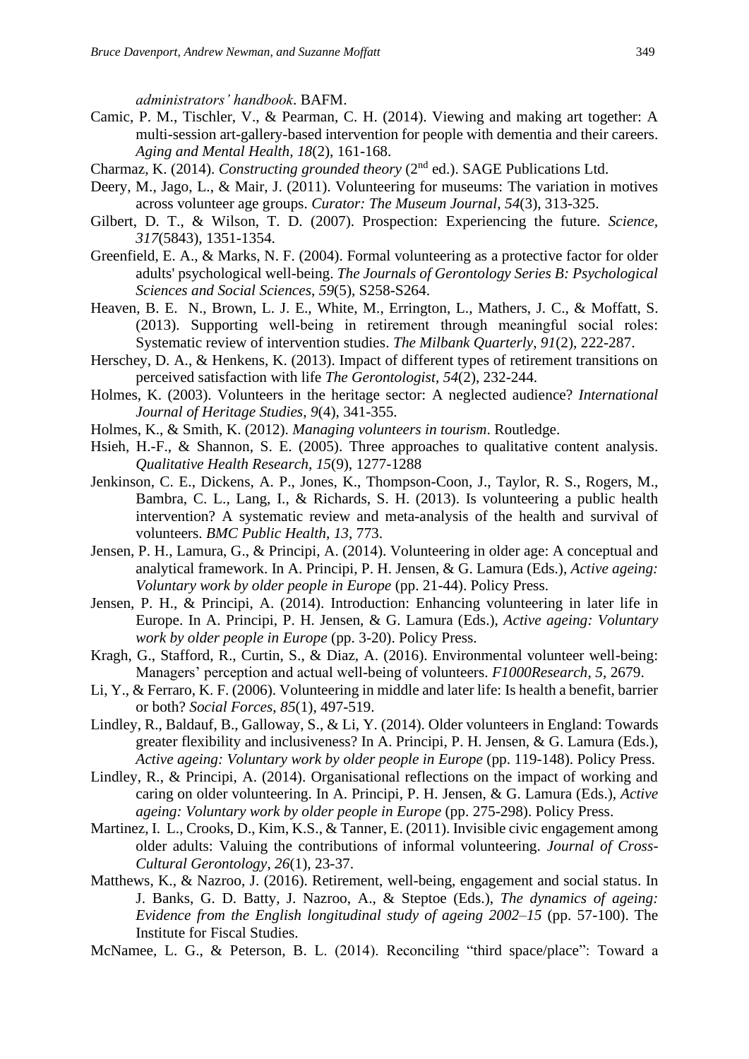*administrators' handbook*. BAFM.

Camic, P. M., Tischler, V., & Pearman, C. H. (2014). Viewing and making art together: A multi-session art-gallery-based intervention for people with dementia and their careers. *Aging and Mental Health, 18*(2), 161-168.

Charmaz, K. (2014). *Constructing grounded theory* (2nd ed.). SAGE Publications Ltd.

Deery, M., Jago, L., & Mair, J. (2011). Volunteering for museums: The variation in motives across volunteer age groups. *Curator: The Museum Journal*, *54*(3), 313-325.

Gilbert, D. T., & Wilson, T. D. (2007). Prospection: Experiencing the future. *Science*, *317*(5843), 1351-1354.

Greenfield, E. A., & Marks, N. F. (2004). Formal volunteering as a protective factor for older adults' psychological well-being. *The Journals of Gerontology Series B: Psychological Sciences and Social Sciences*, *59*(5), S258-S264.

Heaven, B. E. N., Brown, L. J. E., White, M., Errington, L., Mathers, J. C., & Moffatt, S. (2013). Supporting well-being in retirement through meaningful social roles: Systematic review of intervention studies. *The Milbank Quarterly*, *91*(2), 222-287.

Herschey, D. A., & Henkens, K. (2013). Impact of different types of retirement transitions on perceived satisfaction with life *The Gerontologist*, *54*(2), 232-244.

Holmes, K. (2003). Volunteers in the heritage sector: A neglected audience? *International Journal of Heritage Studies*, *9*(4), 341-355.

Holmes, K., & Smith, K. (2012). *Managing volunteers in tourism*. Routledge.

Hsieh, H.-F., & Shannon, S. E. (2005). Three approaches to qualitative content analysis. *Qualitative Health Research*, *15*(9), 1277-1288

Jenkinson, C. E., Dickens, A. P., Jones, K., Thompson-Coon, J., Taylor, R. S., Rogers, M., Bambra, C. L., Lang, I., & Richards, S. H. (2013). Is volunteering a public health intervention? A systematic review and meta-analysis of the health and survival of volunteers. *BMC Public Health*, *13*, 773.

Jensen, P. H., Lamura, G., & Principi, A. (2014). Volunteering in older age: A conceptual and analytical framework. In A. Principi, P. H. Jensen, & G. Lamura (Eds.), *Active ageing: Voluntary work by older people in Europe* (pp. 21-44). Policy Press.

Jensen, P. H., & Principi, A. (2014). Introduction: Enhancing volunteering in later life in Europe. In A. Principi, P. H. Jensen, & G. Lamura (Eds.), *Active ageing: Voluntary work by older people in Europe* (pp. 3-20). Policy Press.

Kragh, G., Stafford, R., Curtin, S., & Diaz, A. (2016). Environmental volunteer well-being: Managers' perception and actual well-being of volunteers. *F1000Research*, *5*, 2679.

Li, Y., & Ferraro, K. F. (2006). Volunteering in middle and later life: Is health a benefit, barrier or both? *Social Forces*, *85*(1), 497-519.

Lindley, R., Baldauf, B., Galloway, S., & Li, Y. (2014). Older volunteers in England: Towards greater flexibility and inclusiveness? In A. Principi, P. H. Jensen, & G. Lamura (Eds.), *Active ageing: Voluntary work by older people in Europe* (pp. 119-148). Policy Press.

Lindley, R., & Principi, A. (2014). Organisational reflections on the impact of working and caring on older volunteering. In A. Principi, P. H. Jensen, & G. Lamura (Eds.), *Active ageing: Voluntary work by older people in Europe* (pp. 275-298). Policy Press.

Martinez, I. L., Crooks, D., Kim, K.S., & Tanner, E. (2011). Invisible civic engagement among older adults: Valuing the contributions of informal volunteering. *Journal of Cross-Cultural Gerontology*, *26*(1), 23-37.

Matthews, K., & Nazroo, J. (2016). Retirement, well-being, engagement and social status. In J. Banks, G. D. Batty, J. Nazroo, A., & Steptoe (Eds.), *The dynamics of ageing: Evidence from the English longitudinal study of ageing 2002–15* (pp. 57-100). The Institute for Fiscal Studies.

McNamee, L. G., & Peterson, B. L. (2014). Reconciling "third space/place": Toward a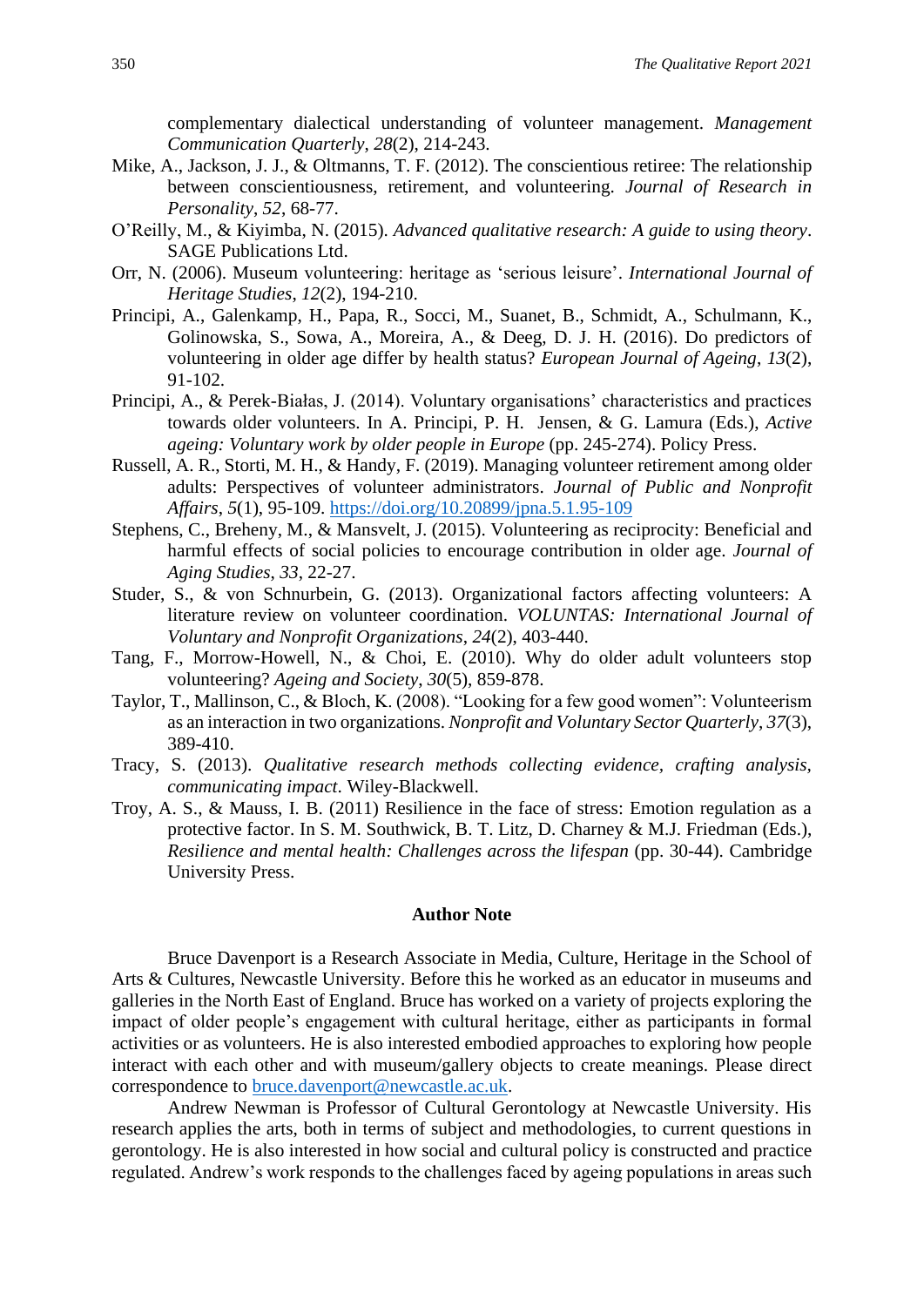complementary dialectical understanding of volunteer management. *Management Communication Quarterly*, *28*(2), 214-243.

Mike, A., Jackson, J. J., & Oltmanns, T. F. (2012). The conscientious retiree: The relationship between conscientiousness, retirement, and volunteering. *Journal of Research in Personality*, *52*, 68-77.

O'Reilly, M., & Kiyimba, N. (2015). *Advanced qualitative research: A guide to using theory*. SAGE Publications Ltd.

Orr, N. (2006). Museum volunteering: heritage as 'serious leisure'. *International Journal of Heritage Studies*, *12*(2), 194-210.

Principi, A., Galenkamp, H., Papa, R., Socci, M., Suanet, B., Schmidt, A., Schulmann, K., Golinowska, S., Sowa, A., Moreira, A., & Deeg, D. J. H. (2016). Do predictors of volunteering in older age differ by health status? *European Journal of Ageing*, *13*(2), 91-102.

Principi, A., & Perek-Białas, J. (2014). Voluntary organisations' characteristics and practices towards older volunteers. In A. Principi, P. H. Jensen, & G. Lamura (Eds.), *Active ageing: Voluntary work by older people in Europe* (pp. 245-274). Policy Press.

Russell, A. R., Storti, M. H., & Handy, F. (2019). Managing volunteer retirement among older adults: Perspectives of volunteer administrators. *Journal of Public and Nonprofit Affairs*, *5*(1), 95-109. https://doi.org/10.20899/jpna.5.1.95-109

Stephens, C., Breheny, M., & Mansvelt, J. (2015). Volunteering as reciprocity: Beneficial and harmful effects of social policies to encourage contribution in older age. *Journal of Aging Studies*, *33*, 22-27.

Studer, S., & von Schnurbein, G. (2013). Organizational factors affecting volunteers: A literature review on volunteer coordination. *VOLUNTAS: International Journal of Voluntary and Nonprofit Organizations*, *24*(2), 403-440.

Tang, F., Morrow-Howell, N., & Choi, E. (2010). Why do older adult volunteers stop volunteering? *Ageing and Society*, *30*(5), 859-878.

Taylor, T., Mallinson, C., & Bloch, K. (2008). "Looking for a few good women": Volunteerism as an interaction in two organizations. *Nonprofit and Voluntary Sector Quarterly*, *37*(3), 389-410.

Tracy, S. (2013). *Qualitative research methods collecting evidence, crafting analysis, communicating impact*. Wiley-Blackwell.

Troy, A. S., & Mauss, I. B. (2011) Resilience in the face of stress: Emotion regulation as a protective factor. In S. M. Southwick, B. T. Litz, D. Charney & M.J. Friedman (Eds.), *Resilience and mental health: Challenges across the lifespan* (pp. 30-44). Cambridge University Press.

## Author Note

Bruce Davenport is a Research Associate in Media, Culture, Heritage in the School of Arts & Cultures, Newcastle University. Before this he worked as an educator in museums and galleries in the North East of England. Bruce has worked on a variety of projects exploring the impact of older people's engagement with cultural heritage, either as participants in formal activities or as volunteers. He is also interested embodied approaches to exploring how people interact with each other and with museum/gallery objects to create meanings. Please direct correspondence to bruce.davenport@newcastle.ac.uk.

Andrew Newman is Professor of Cultural Gerontology at Newcastle University. His research applies the arts, both in terms of subject and methodologies, to current questions in gerontology. He is also interested in how social and cultural policy is constructed and practice regulated. Andrew's work responds to the challenges faced by ageing populations in areas such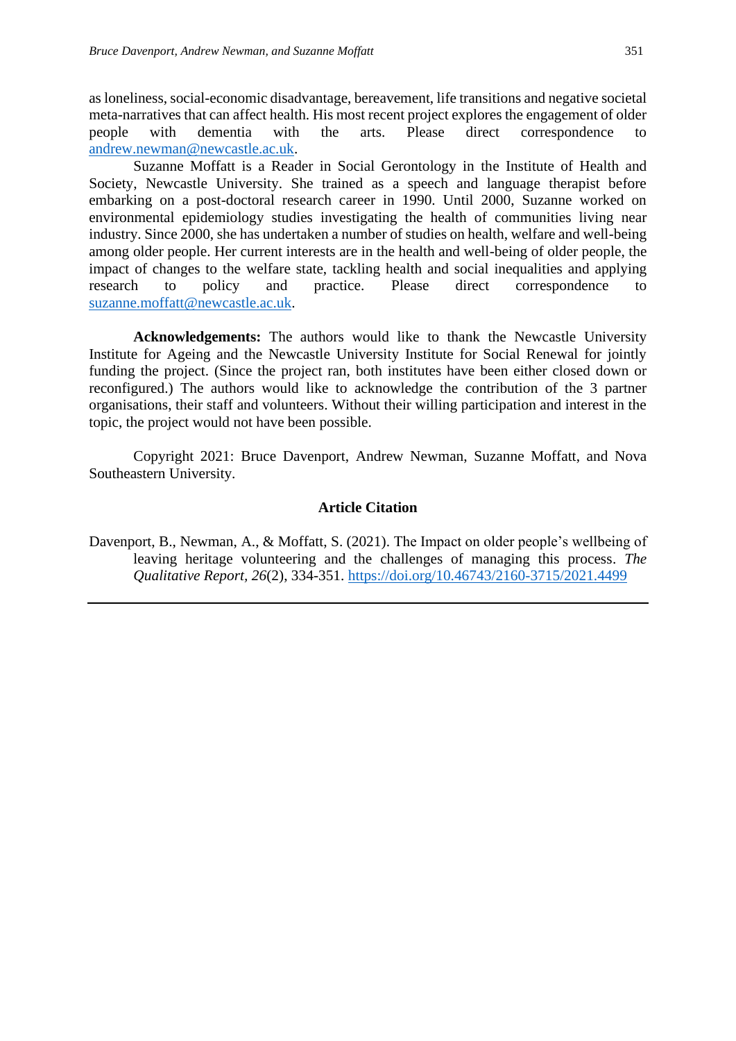as loneliness, social-economic disadvantage, bereavement, life transitions and negative societal meta-narratives that can affect health. His most recent project explores the engagement of older people with dementia with the arts. Please direct correspondence to andrew.newman@newcastle.ac.uk.

Suzanne Moffatt is a Reader in Social Gerontology in the Institute of Health and Society, Newcastle University. She trained as a speech and language therapist before embarking on a post-doctoral research career in 1990. Until 2000, Suzanne worked on environmental epidemiology studies investigating the health of communities living near industry. Since 2000, she has undertaken a number of studies on health, welfare and well-being among older people. Her current interests are in the health and well-being of older people, the impact of changes to the welfare state, tackling health and social inequalities and applying research to policy and practice. Please direct correspondence to suzanne.moffatt@newcastle.ac.uk.

**Acknowledgements:** The authors would like to thank the Newcastle University Institute for Ageing and the Newcastle University Institute for Social Renewal for jointly funding the project. (Since the project ran, both institutes have been either closed down or reconfigured.) The authors would like to acknowledge the contribution of the 3 partner organisations, their staff and volunteers. Without their willing participation and interest in the topic, the project would not have been possible.

Copyright 2021: Bruce Davenport, Andrew Newman, Suzanne Moffatt, and Nova Southeastern University.

## Article Citation

Davenport, B., Newman, A., & Moffatt, S. (2021). The Impact on older people's wellbeing of leaving heritage volunteering and the challenges of managing this process. *The Qualitative Report, 26*(2), 334-351. https://doi.org/10.46743/2160-3715/2021.4499